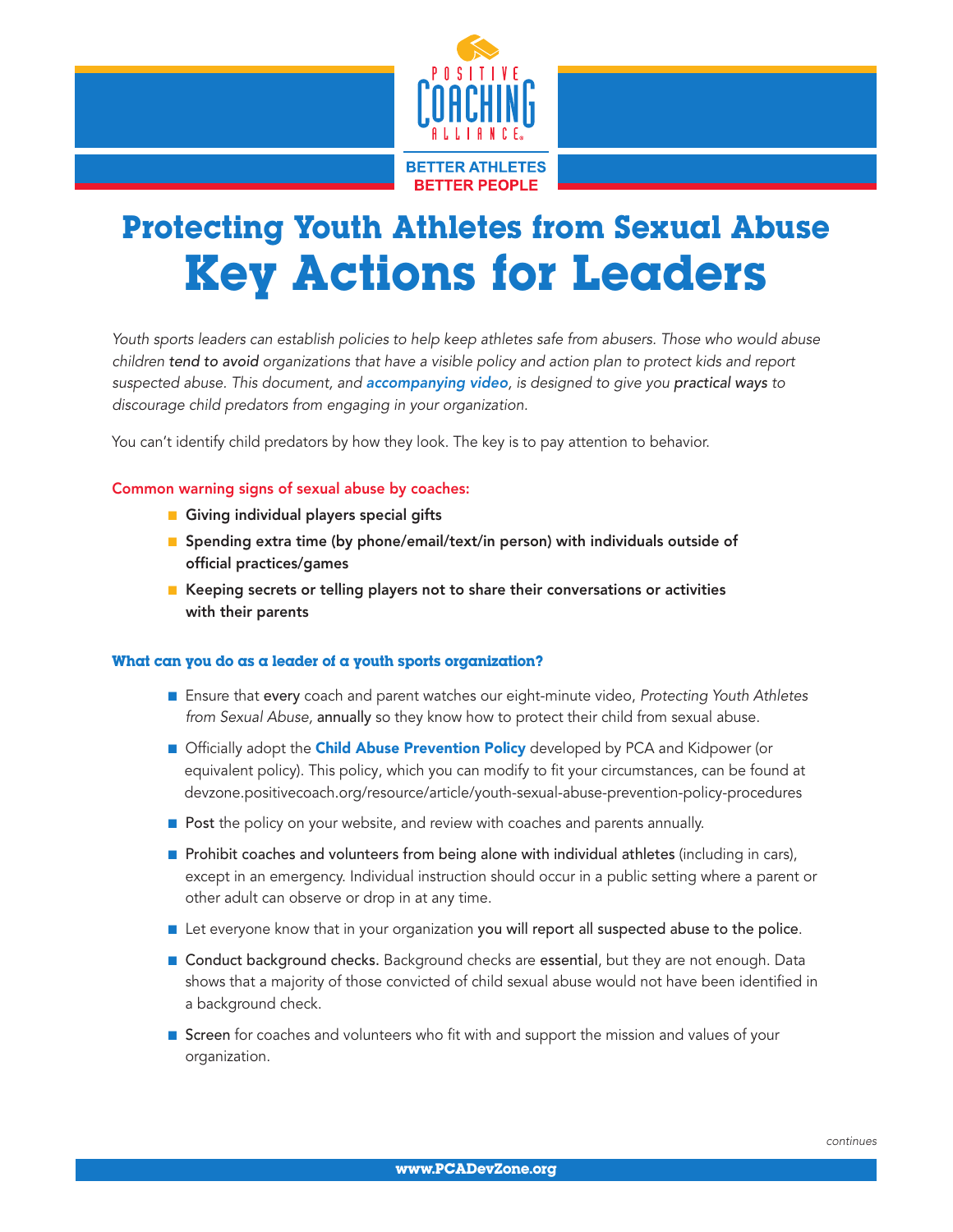POSITIVE COACHING ALLIANCE

BETTER ATHLETES
BETTER PEOPLE

# Protecting Youth Athletes from Sexual Abuse
# Key Actions for Leaders

*Youth sports leaders can establish policies to help keep athletes safe from abusers. Those who would abuse children* tend to avoid *organizations that have a visible policy and action plan to protect kids and report suspected abuse. This document, and* ***accompanying video****, is designed to give you* practical ways *to discourage child predators from engaging in your organization.*

You can't identify child predators by how they look. The key is to pay attention to behavior.

**Common warning signs of sexual abuse by coaches:**

- **Giving individual players special gifts**
- **Spending extra time (by phone/email/text/in person) with individuals outside of official practices/games**
- **Keeping secrets or telling players not to share their conversations or activities with their parents**

### What can you do as a leader of a youth sports organization?

- Ensure that every coach and parent watches our eight-minute video, *Protecting Youth Athletes from Sexual Abuse*, annually so they know how to protect their child from sexual abuse.
- Officially adopt the **Child Abuse Prevention Policy** developed by PCA and Kidpower (or equivalent policy). This policy, which you can modify to fit your circumstances, can be found at devzone.positivecoach.org/resource/article/youth-sexual-abuse-prevention-policy-procedures
- Post the policy on your website, and review with coaches and parents annually.
- Prohibit coaches and volunteers from being alone with individual athletes (including in cars), except in an emergency. Individual instruction should occur in a public setting where a parent or other adult can observe or drop in at any time.
- Let everyone know that in your organization you will report all suspected abuse to the police.
- Conduct background checks. Background checks are essential, but they are not enough. Data shows that a majority of those convicted of child sexual abuse would not have been identified in a background check.
- Screen for coaches and volunteers who fit with and support the mission and values of your organization.

*continues*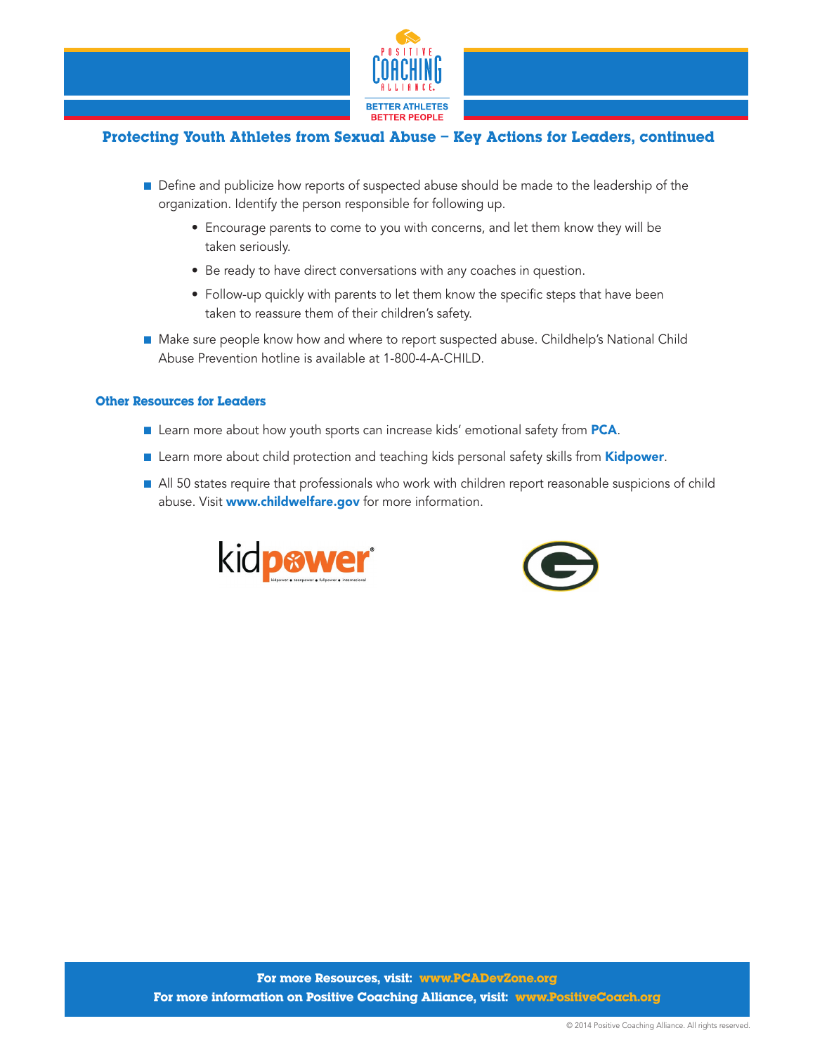## Protecting Youth Athletes from Sexual Abuse – Key Actions for Leaders, continued

- Define and publicize how reports of suspected abuse should be made to the leadership of the organization. Identify the person responsible for following up.
  - Encourage parents to come to you with concerns, and let them know they will be taken seriously.
  - Be ready to have direct conversations with any coaches in question.
  - Follow-up quickly with parents to let them know the specific steps that have been taken to reassure them of their children's safety.
- Make sure people know how and where to report suspected abuse. Childhelp's National Child Abuse Prevention hotline is available at 1-800-4-A-CHILD.

### Other Resources for Leaders

- Learn more about how youth sports can increase kids' emotional safety from **PCA**.
- Learn more about child protection and teaching kids personal safety skills from **Kidpower**.
- All 50 states require that professionals who work with children report reasonable suspicions of child abuse. Visit **www.childwelfare.gov** for more information.

**For more Resources, visit: www.PCADevZone.org**
**For more information on Positive Coaching Alliance, visit: www.PositiveCoach.org**

© 2014 Positive Coaching Alliance. All rights reserved.